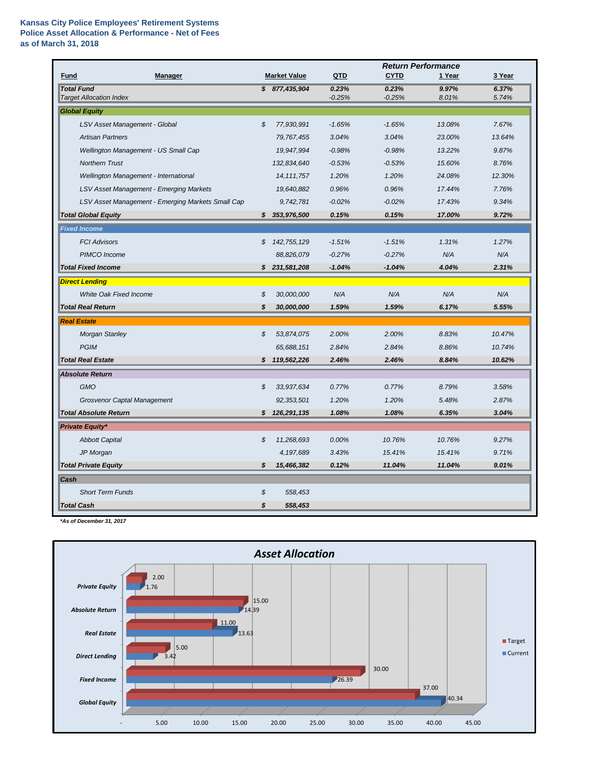**Kansas City Police Employees' Retirement Systems**
**Police Asset Allocation & Performance - Net of Fees**
**as of March 31, 2018**

| Fund | Manager | Market Value | QTD | CYTD | 1 Year | 3 Year |
|---|---|---|---|---|---|---|
| | | | **Return Performance** | | | |
| ***Total Fund*** | | ***$ 877,435,904*** | ***0.23%*** | ***0.23%*** | ***9.97%*** | ***6.37%*** |
| *Target Allocation Index* | | | *-0.25%* | *-0.25%* | *8.01%* | *5.74%* |
| ***Global Equity*** | | | | | | |
| | *LSV Asset Management - Global* | *$ 77,930,991* | *-1.65%* | *-1.65%* | *13.08%* | *7.67%* |
| | *Artisan Partners* | *79,767,455* | *3.04%* | *3.04%* | *23.00%* | *13.64%* |
| | *Wellington Management - US Small Cap* | *19,947,994* | *-0.98%* | *-0.98%* | *13.22%* | *9.87%* |
| | *Northern Trust* | *132,834,640* | *-0.53%* | *-0.53%* | *15.60%* | *8.76%* |
| | *Wellington Management - International* | *14,111,757* | *1.20%* | *1.20%* | *24.08%* | *12.30%* |
| | *LSV Asset Management - Emerging Markets* | *19,640,882* | *0.96%* | *0.96%* | *17.44%* | *7.76%* |
| | *LSV Asset Management - Emerging Markets Small Cap* | *9,742,781* | *-0.02%* | *-0.02%* | *17.43%* | *9.34%* |
| ***Total Global Equity*** | | ***$ 353,976,500*** | ***0.15%*** | ***0.15%*** | ***17.00%*** | ***9.72%*** |
| ***Fixed Income*** | | | | | | |
| | *FCI Advisors* | *$ 142,755,129* | *-1.51%* | *-1.51%* | *1.31%* | *1.27%* |
| | *PIMCO Income* | *88,826,079* | *-0.27%* | *-0.27%* | *N/A* | *N/A* |
| ***Total Fixed Income*** | | ***$ 231,581,208*** | ***-1.04%*** | ***-1.04%*** | ***4.04%*** | ***2.31%*** |
| ***Direct Lending*** | | | | | | |
| | *White Oak Fixed Income* | *$ 30,000,000* | *N/A* | *N/A* | *N/A* | *N/A* |
| ***Total Real Return*** | | ***$ 30,000,000*** | ***1.59%*** | ***1.59%*** | ***6.17%*** | ***5.55%*** |
| ***Real Estate*** | | | | | | |
| | *Morgan Stanley* | *$ 53,874,075* | *2.00%* | *2.00%* | *8.83%* | *10.47%* |
| | *PGIM* | *65,688,151* | *2.84%* | *2.84%* | *8.86%* | *10.74%* |
| ***Total Real Estate*** | | ***$ 119,562,226*** | ***2.46%*** | ***2.46%*** | ***8.84%*** | ***10.62%*** |
| ***Absolute Return*** | | | | | | |
| | *GMO* | *$ 33,937,634* | *0.77%* | *0.77%* | *8.79%* | *3.58%* |
| | *Grosvenor Captal Management* | *92,353,501* | *1.20%* | *1.20%* | *5.48%* | *2.87%* |
| ***Total Absolute Return*** | | ***$ 126,291,135*** | ***1.08%*** | ***1.08%*** | ***6.35%*** | ***3.04%*** |
| ***Private Equity**** | | | | | | |
| | *Abbott Capital* | *$ 11,268,693* | *0.00%* | *10.76%* | *10.76%* | *9.27%* |
| | *JP Morgan* | *4,197,689* | *3.43%* | *15.41%* | *15.41%* | *9.71%* |
| ***Total Private Equity*** | | ***$ 15,466,382*** | ***0.12%*** | ***11.04%*** | ***11.04%*** | ***9.01%*** |
| ***Cash*** | | | | | | |
| | *Short Term Funds* | *$ 558,453* | | | | |
| ***Total Cash*** | | ***$ 558,453*** | | | | |

***As of December 31, 2017**

## Asset Allocation

| Asset Class | Target | Current |
|---|---|---|
| Private Equity | 2.00 | 1.76 |
| Absolute Return | 15.00 | 14.39 |
| Real Estate | 11.00 | 13.63 |
| Direct Lending | 5.00 | 3.42 |
| Fixed Income | 30.00 | 26.39 |
| Global Equity | 37.00 | 40.34 |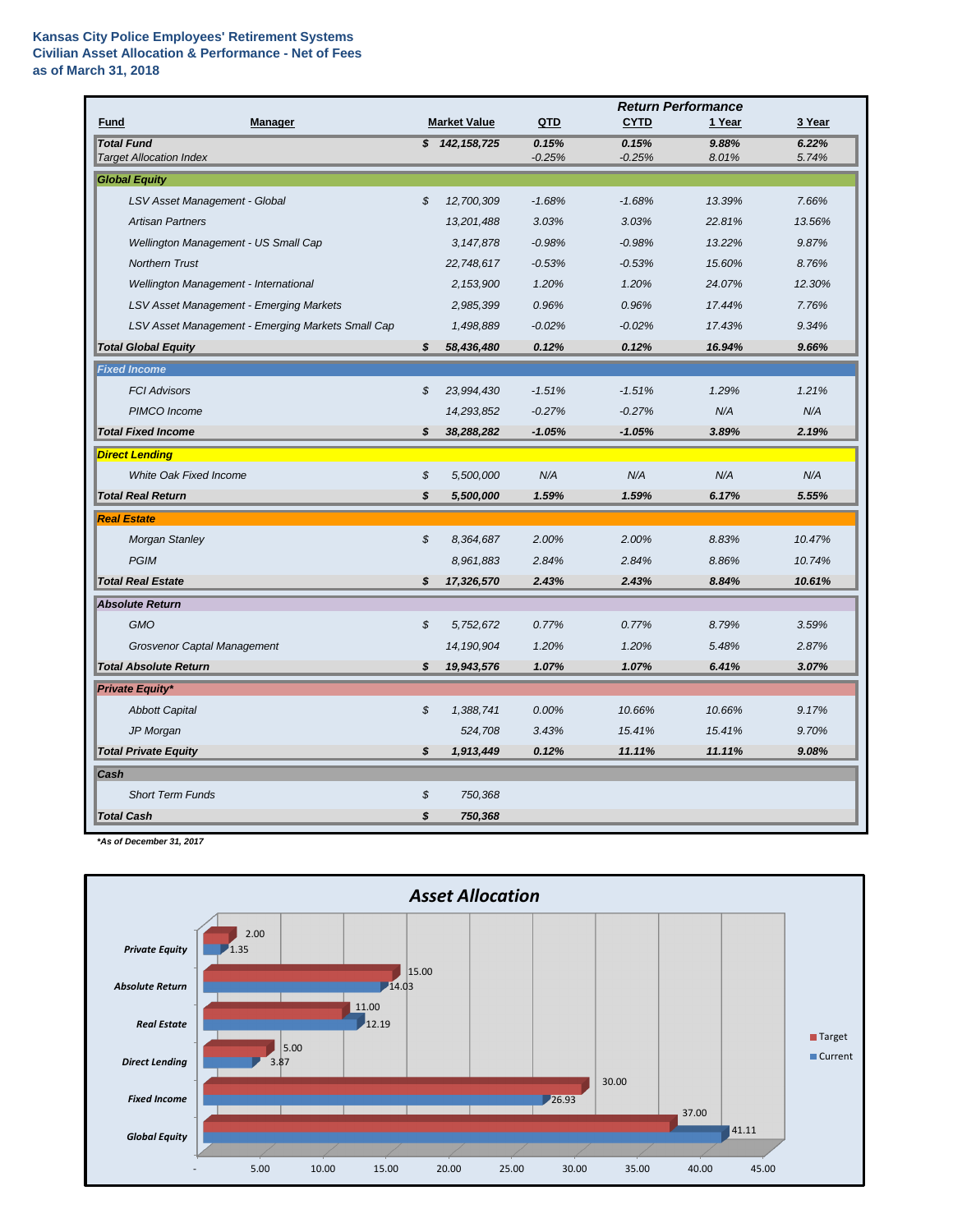**Kansas City Police Employees' Retirement Systems**
**Civilian Asset Allocation & Performance - Net of Fees**
**as of March 31, 2018**

| Fund | Manager | Market Value | QTD | CYTD | 1 Year | 3 Year |
|---|---|---|---|---|---|---|
| | | | *Return Performance* | | | |
| ***Total Fund*** | | ***$ 142,158,725*** | ***0.15%*** | ***0.15%*** | ***9.88%*** | ***6.22%*** |
| *Target Allocation Index* | | | *-0.25%* | *-0.25%* | *8.01%* | *5.74%* |
| ***Global Equity*** | | | | | | |
| | *LSV Asset Management - Global* | *$ 12,700,309* | *-1.68%* | *-1.68%* | *13.39%* | *7.66%* |
| | *Artisan Partners* | *13,201,488* | *3.03%* | *3.03%* | *22.81%* | *13.56%* |
| | *Wellington Management - US Small Cap* | *3,147,878* | *-0.98%* | *-0.98%* | *13.22%* | *9.87%* |
| | *Northern Trust* | *22,748,617* | *-0.53%* | *-0.53%* | *15.60%* | *8.76%* |
| | *Wellington Management - International* | *2,153,900* | *1.20%* | *1.20%* | *24.07%* | *12.30%* |
| | *LSV Asset Management - Emerging Markets* | *2,985,399* | *0.96%* | *0.96%* | *17.44%* | *7.76%* |
| | *LSV Asset Management - Emerging Markets Small Cap* | *1,498,889* | *-0.02%* | *-0.02%* | *17.43%* | *9.34%* |
| ***Total Global Equity*** | | ***$ 58,436,480*** | ***0.12%*** | ***0.12%*** | ***16.94%*** | ***9.66%*** |
| ***Fixed Income*** | | | | | | |
| | *FCI Advisors* | *$ 23,994,430* | *-1.51%* | *-1.51%* | *1.29%* | *1.21%* |
| | *PIMCO Income* | *14,293,852* | *-0.27%* | *-0.27%* | *N/A* | *N/A* |
| ***Total Fixed Income*** | | ***$ 38,288,282*** | ***-1.05%*** | ***-1.05%*** | ***3.89%*** | ***2.19%*** |
| ***Direct Lending*** | | | | | | |
| | *White Oak Fixed Income* | *$ 5,500,000* | *N/A* | *N/A* | *N/A* | *N/A* |
| ***Total Real Return*** | | ***$ 5,500,000*** | ***1.59%*** | ***1.59%*** | ***6.17%*** | ***5.55%*** |
| ***Real Estate*** | | | | | | |
| | *Morgan Stanley* | *$ 8,364,687* | *2.00%* | *2.00%* | *8.83%* | *10.47%* |
| | *PGIM* | *8,961,883* | *2.84%* | *2.84%* | *8.86%* | *10.74%* |
| ***Total Real Estate*** | | ***$ 17,326,570*** | ***2.43%*** | ***2.43%*** | ***8.84%*** | ***10.61%*** |
| ***Absolute Return*** | | | | | | |
| | *GMO* | *$ 5,752,672* | *0.77%* | *0.77%* | *8.79%* | *3.59%* |
| | *Grosvenor Captal Management* | *14,190,904* | *1.20%* | *1.20%* | *5.48%* | *2.87%* |
| ***Total Absolute Return*** | | ***$ 19,943,576*** | ***1.07%*** | ***1.07%*** | ***6.41%*** | ***3.07%*** |
| ***Private Equity**** | | | | | | |
| | *Abbott Capital* | *$ 1,388,741* | *0.00%* | *10.66%* | *10.66%* | *9.17%* |
| | *JP Morgan* | *524,708* | *3.43%* | *15.41%* | *15.41%* | *9.70%* |
| ***Total Private Equity*** | | ***$ 1,913,449*** | ***0.12%*** | ***11.11%*** | ***11.11%*** | ***9.08%*** |
| ***Cash*** | | | | | | |
| | *Short Term Funds* | *$ 750,368* | | | | |
| ***Total Cash*** | | ***$ 750,368*** | | | | |

****As of December 31, 2017***

***Asset Allocation***

Private Equity: 2.00, 1.35
Absolute Return: 15.00, 14.03
Real Estate: 11.00, 12.19
Direct Lending: 5.00, 3.87
Fixed Income: 30.00, 26.93
Global Equity: 37.00, 41.11

- 5.00 10.00 15.00 20.00 25.00 30.00 35.00 40.00 45.00

Target
Current